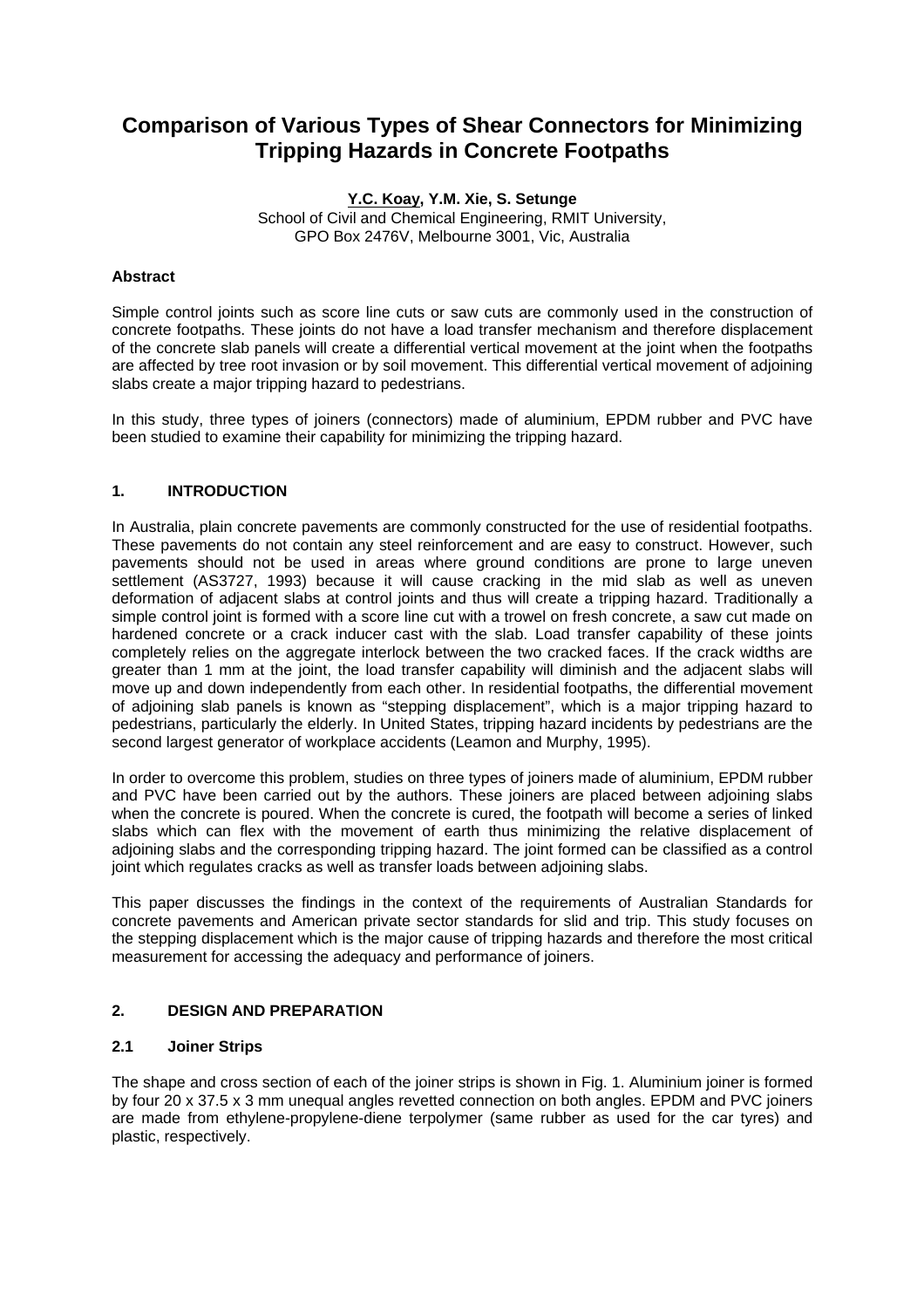# Comparison of Various Types of Shear Connectors for Minimizing Tripping Hazards in Concrete Footpaths

**Y.C. Koay, Y.M. Xie, S. Setunge**
School of Civil and Chemical Engineering, RMIT University,
GPO Box 2476V, Melbourne 3001, Vic, Australia

**Abstract**

Simple control joints such as score line cuts or saw cuts are commonly used in the construction of concrete footpaths. These joints do not have a load transfer mechanism and therefore displacement of the concrete slab panels will create a differential vertical movement at the joint when the footpaths are affected by tree root invasion or by soil movement. This differential vertical movement of adjoining slabs create a major tripping hazard to pedestrians.

In this study, three types of joiners (connectors) made of aluminium, EPDM rubber and PVC have been studied to examine their capability for minimizing the tripping hazard.

## 1. INTRODUCTION

In Australia, plain concrete pavements are commonly constructed for the use of residential footpaths. These pavements do not contain any steel reinforcement and are easy to construct. However, such pavements should not be used in areas where ground conditions are prone to large uneven settlement (AS3727, 1993) because it will cause cracking in the mid slab as well as uneven deformation of adjacent slabs at control joints and thus will create a tripping hazard. Traditionally a simple control joint is formed with a score line cut with a trowel on fresh concrete, a saw cut made on hardened concrete or a crack inducer cast with the slab. Load transfer capability of these joints completely relies on the aggregate interlock between the two cracked faces. If the crack widths are greater than 1 mm at the joint, the load transfer capability will diminish and the adjacent slabs will move up and down independently from each other. In residential footpaths, the differential movement of adjoining slab panels is known as "stepping displacement", which is a major tripping hazard to pedestrians, particularly the elderly. In United States, tripping hazard incidents by pedestrians are the second largest generator of workplace accidents (Leamon and Murphy, 1995).

In order to overcome this problem, studies on three types of joiners made of aluminium, EPDM rubber and PVC have been carried out by the authors. These joiners are placed between adjoining slabs when the concrete is poured. When the concrete is cured, the footpath will become a series of linked slabs which can flex with the movement of earth thus minimizing the relative displacement of adjoining slabs and the corresponding tripping hazard. The joint formed can be classified as a control joint which regulates cracks as well as transfer loads between adjoining slabs.

This paper discusses the findings in the context of the requirements of Australian Standards for concrete pavements and American private sector standards for slid and trip. This study focuses on the stepping displacement which is the major cause of tripping hazards and therefore the most critical measurement for accessing the adequacy and performance of joiners.

## 2. DESIGN AND PREPARATION

### 2.1 Joiner Strips

The shape and cross section of each of the joiner strips is shown in Fig. 1. Aluminium joiner is formed by four 20 x 37.5 x 3 mm unequal angles revetted connection on both angles. EPDM and PVC joiners are made from ethylene-propylene-diene terpolymer (same rubber as used for the car tyres) and plastic, respectively.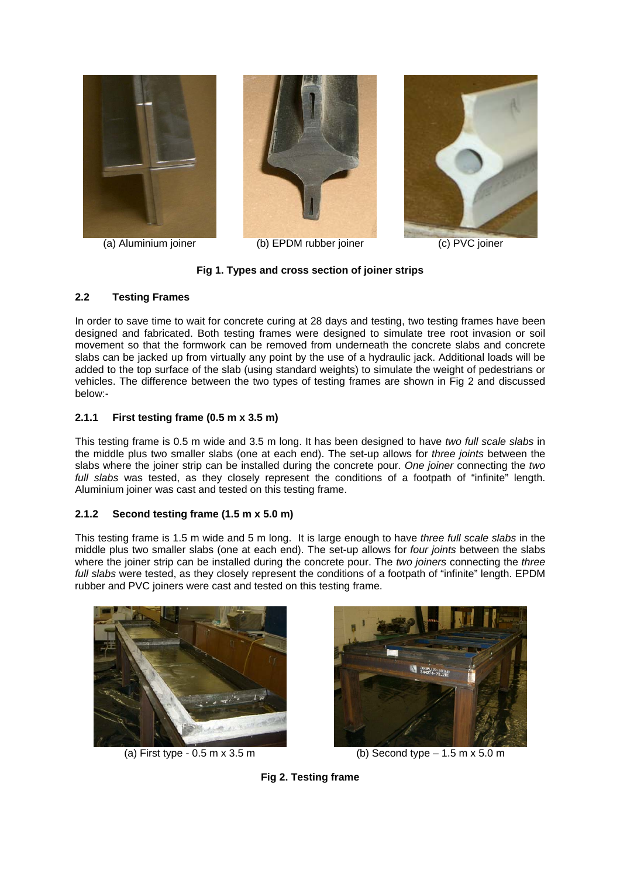(a) Aluminium joiner (b) EPDM rubber joiner (c) PVC joiner

**Fig 1. Types and cross section of joiner strips**

### 2.2 Testing Frames

In order to save time to wait for concrete curing at 28 days and testing, two testing frames have been designed and fabricated. Both testing frames were designed to simulate tree root invasion or soil movement so that the formwork can be removed from underneath the concrete slabs and concrete slabs can be jacked up from virtually any point by the use of a hydraulic jack. Additional loads will be added to the top surface of the slab (using standard weights) to simulate the weight of pedestrians or vehicles. The difference between the two types of testing frames are shown in Fig 2 and discussed below:-

#### 2.1.1 First testing frame (0.5 m x 3.5 m)

This testing frame is 0.5 m wide and 3.5 m long. It has been designed to have *two full scale slabs* in the middle plus two smaller slabs (one at each end). The set-up allows for *three joints* between the slabs where the joiner strip can be installed during the concrete pour. *One joiner* connecting the *two full slabs* was tested, as they closely represent the conditions of a footpath of "infinite" length. Aluminium joiner was cast and tested on this testing frame.

#### 2.1.2 Second testing frame (1.5 m x 5.0 m)

This testing frame is 1.5 m wide and 5 m long. It is large enough to have *three full scale slabs* in the middle plus two smaller slabs (one at each end). The set-up allows for *four joints* between the slabs where the joiner strip can be installed during the concrete pour. The *two joiners* connecting the *three full slabs* were tested, as they closely represent the conditions of a footpath of "infinite" length. EPDM rubber and PVC joiners were cast and tested on this testing frame.

(a) First type - 0.5 m x 3.5 m (b) Second type – 1.5 m x 5.0 m

**Fig 2. Testing frame**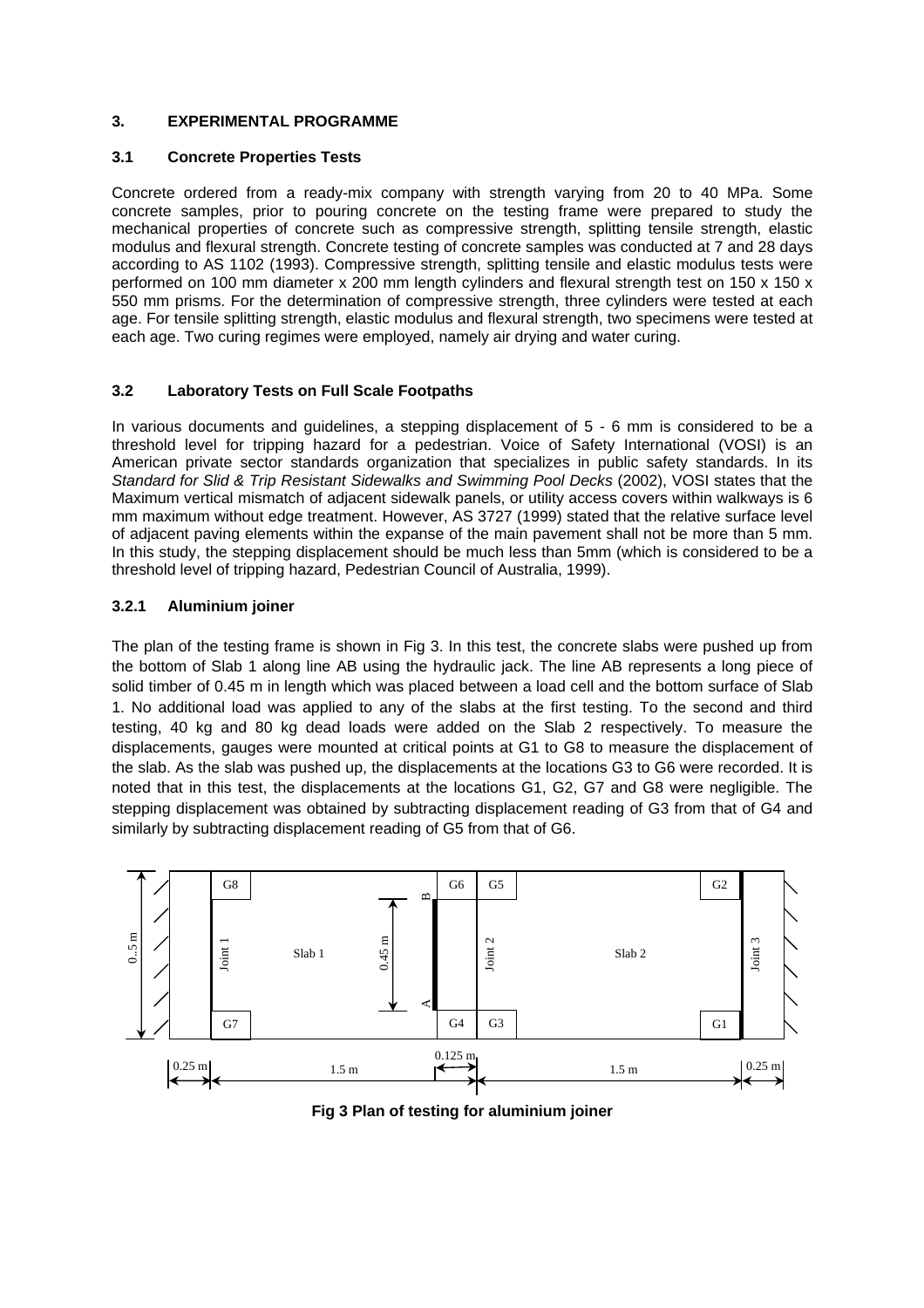## 3. EXPERIMENTAL PROGRAMME

### 3.1 Concrete Properties Tests

Concrete ordered from a ready-mix company with strength varying from 20 to 40 MPa. Some concrete samples, prior to pouring concrete on the testing frame were prepared to study the mechanical properties of concrete such as compressive strength, splitting tensile strength, elastic modulus and flexural strength. Concrete testing of concrete samples was conducted at 7 and 28 days according to AS 1102 (1993). Compressive strength, splitting tensile and elastic modulus tests were performed on 100 mm diameter x 200 mm length cylinders and flexural strength test on 150 x 150 x 550 mm prisms. For the determination of compressive strength, three cylinders were tested at each age. For tensile splitting strength, elastic modulus and flexural strength, two specimens were tested at each age. Two curing regimes were employed, namely air drying and water curing.

### 3.2 Laboratory Tests on Full Scale Footpaths

In various documents and guidelines, a stepping displacement of 5 - 6 mm is considered to be a threshold level for tripping hazard for a pedestrian. Voice of Safety International (VOSI) is an American private sector standards organization that specializes in public safety standards. In its *Standard for Slid & Trip Resistant Sidewalks and Swimming Pool Decks* (2002), VOSI states that the Maximum vertical mismatch of adjacent sidewalk panels, or utility access covers within walkways is 6 mm maximum without edge treatment. However, AS 3727 (1999) stated that the relative surface level of adjacent paving elements within the expanse of the main pavement shall not be more than 5 mm. In this study, the stepping displacement should be much less than 5mm (which is considered to be a threshold level of tripping hazard, Pedestrian Council of Australia, 1999).

#### 3.2.1 Aluminium joiner

The plan of the testing frame is shown in Fig 3. In this test, the concrete slabs were pushed up from the bottom of Slab 1 along line AB using the hydraulic jack. The line AB represents a long piece of solid timber of 0.45 m in length which was placed between a load cell and the bottom surface of Slab 1. No additional load was applied to any of the slabs at the first testing. To the second and third testing, 40 kg and 80 kg dead loads were added on the Slab 2 respectively. To measure the displacements, gauges were mounted at critical points at G1 to G8 to measure the displacement of the slab. As the slab was pushed up, the displacements at the locations G3 to G6 were recorded. It is noted that in this test, the displacements at the locations G1, G2, G7 and G8 were negligible. The stepping displacement was obtained by subtracting displacement reading of G3 from that of G4 and similarly by subtracting displacement reading of G5 from that of G6.

G8 G6 G5 G2 B Joint 1 Slab 1 0.45 m Joint 2 Slab 2 Joint 3 0..5 m A G7 G4 G3 G1 0.25 m 1.5 m 0.125 m 1.5 m 0.25 m

**Fig 3 Plan of testing for aluminium joiner**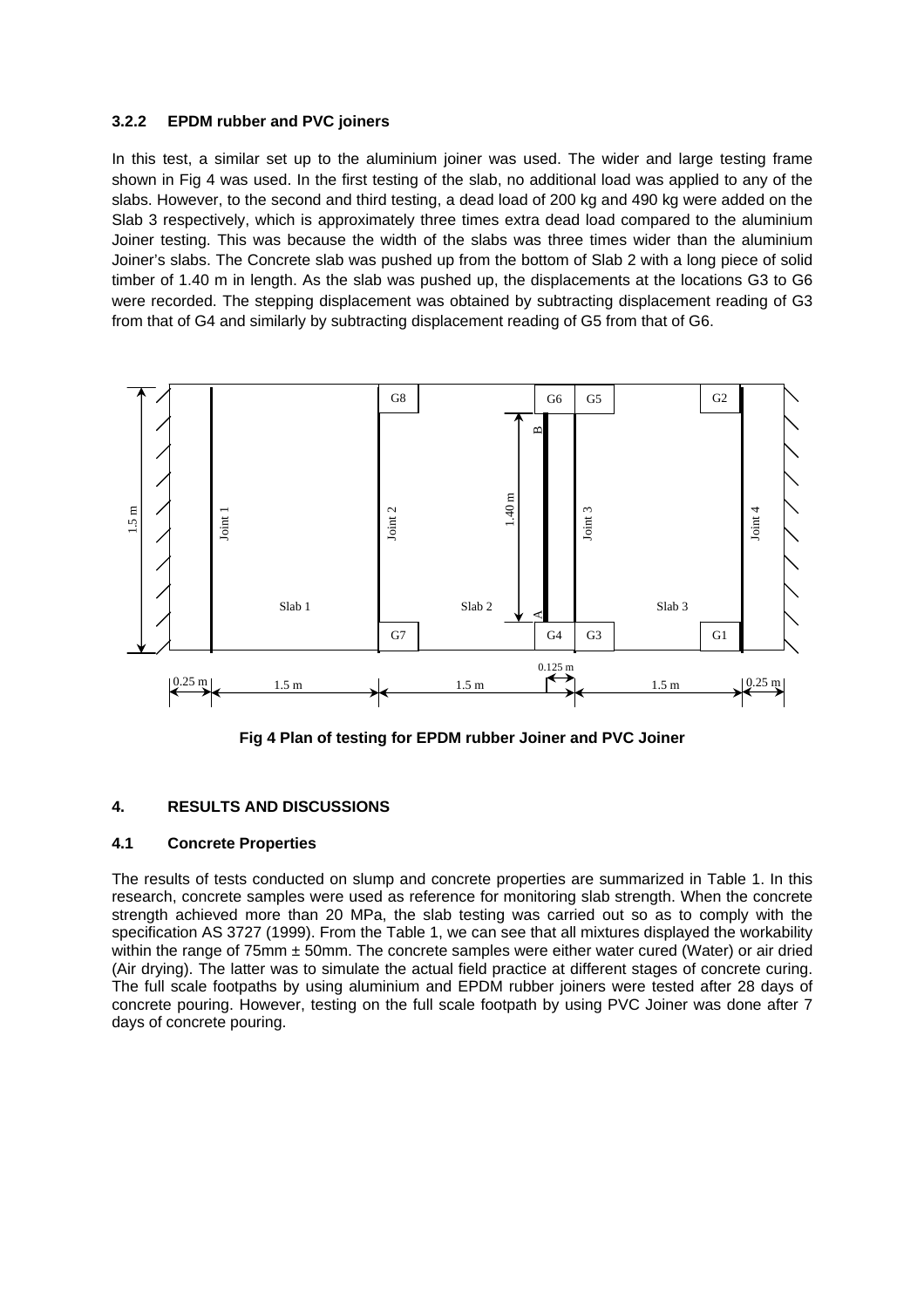### 3.2.2 EPDM rubber and PVC joiners

In this test, a similar set up to the aluminium joiner was used. The wider and large testing frame shown in Fig 4 was used. In the first testing of the slab, no additional load was applied to any of the slabs. However, to the second and third testing, a dead load of 200 kg and 490 kg were added on the Slab 3 respectively, which is approximately three times extra dead load compared to the aluminium Joiner testing. This was because the width of the slabs was three times wider than the aluminium Joiner's slabs. The Concrete slab was pushed up from the bottom of Slab 2 with a long piece of solid timber of 1.40 m in length. As the slab was pushed up, the displacements at the locations G3 to G6 were recorded. The stepping displacement was obtained by subtracting displacement reading of G3 from that of G4 and similarly by subtracting displacement reading of G5 from that of G6.

**Fig 4 Plan of testing for EPDM rubber Joiner and PVC Joiner**

## 4. RESULTS AND DISCUSSIONS

### 4.1 Concrete Properties

The results of tests conducted on slump and concrete properties are summarized in Table 1. In this research, concrete samples were used as reference for monitoring slab strength. When the concrete strength achieved more than 20 MPa, the slab testing was carried out so as to comply with the specification AS 3727 (1999). From the Table 1, we can see that all mixtures displayed the workability within the range of 75mm ± 50mm. The concrete samples were either water cured (Water) or air dried (Air drying). The latter was to simulate the actual field practice at different stages of concrete curing. The full scale footpaths by using aluminium and EPDM rubber joiners were tested after 28 days of concrete pouring. However, testing on the full scale footpath by using PVC Joiner was done after 7 days of concrete pouring.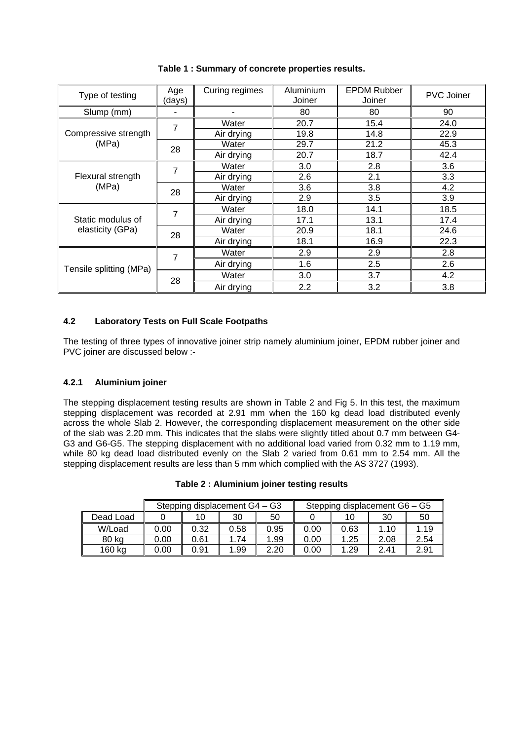**Table 1 : Summary of concrete properties results.**

| Type of testing | Age (days) | Curing regimes | Aluminium Joiner | EPDM Rubber Joiner | PVC Joiner |
|---|---|---|---|---|---|
| Slump (mm) | - | - | 80 | 80 | 90 |
| Compressive strength (MPa) | 7 | Water | 20.7 | 15.4 | 24.0 |
| | | Air drying | 19.8 | 14.8 | 22.9 |
| | 28 | Water | 29.7 | 21.2 | 45.3 |
| | | Air drying | 20.7 | 18.7 | 42.4 |
| Flexural strength (MPa) | 7 | Water | 3.0 | 2.8 | 3.6 |
| | | Air drying | 2.6 | 2.1 | 3.3 |
| | 28 | Water | 3.6 | 3.8 | 4.2 |
| | | Air drying | 2.9 | 3.5 | 3.9 |
| Static modulus of elasticity (GPa) | 7 | Water | 18.0 | 14.1 | 18.5 |
| | | Air drying | 17.1 | 13.1 | 17.4 |
| | 28 | Water | 20.9 | 18.1 | 24.6 |
| | | Air drying | 18.1 | 16.9 | 22.3 |
| Tensile splitting (MPa) | 7 | Water | 2.9 | 2.9 | 2.8 |
| | | Air drying | 1.6 | 2.5 | 2.6 |
| | 28 | Water | 3.0 | 3.7 | 4.2 |
| | | Air drying | 2.2 | 3.2 | 3.8 |

### 4.2 Laboratory Tests on Full Scale Footpaths

The testing of three types of innovative joiner strip namely aluminium joiner, EPDM rubber joiner and PVC joiner are discussed below :-

#### 4.2.1 Aluminium joiner

The stepping displacement testing results are shown in Table 2 and Fig 5. In this test, the maximum stepping displacement was recorded at 2.91 mm when the 160 kg dead load distributed evenly across the whole Slab 2. However, the corresponding displacement measurement on the other side of the slab was 2.20 mm. This indicates that the slabs were slightly titled about 0.7 mm between G4-G3 and G6-G5. The stepping displacement with no additional load varied from 0.32 mm to 1.19 mm, while 80 kg dead load distributed evenly on the Slab 2 varied from 0.61 mm to 2.54 mm. All the stepping displacement results are less than 5 mm which complied with the AS 3727 (1993).

**Table 2 : Aluminium joiner testing results**

| | Stepping displacement G4 – G3 | | | | Stepping displacement G6 – G5 | | | |
|---|---|---|---|---|---|---|---|---|
| Dead Load | 0 | 10 | 30 | 50 | 0 | 10 | 30 | 50 |
| W/Load | 0.00 | 0.32 | 0.58 | 0.95 | 0.00 | 0.63 | 1.10 | 1.19 |
| 80 kg | 0.00 | 0.61 | 1.74 | 1.99 | 0.00 | 1.25 | 2.08 | 2.54 |
| 160 kg | 0.00 | 0.91 | 1.99 | 2.20 | 0.00 | 1.29 | 2.41 | 2.91 |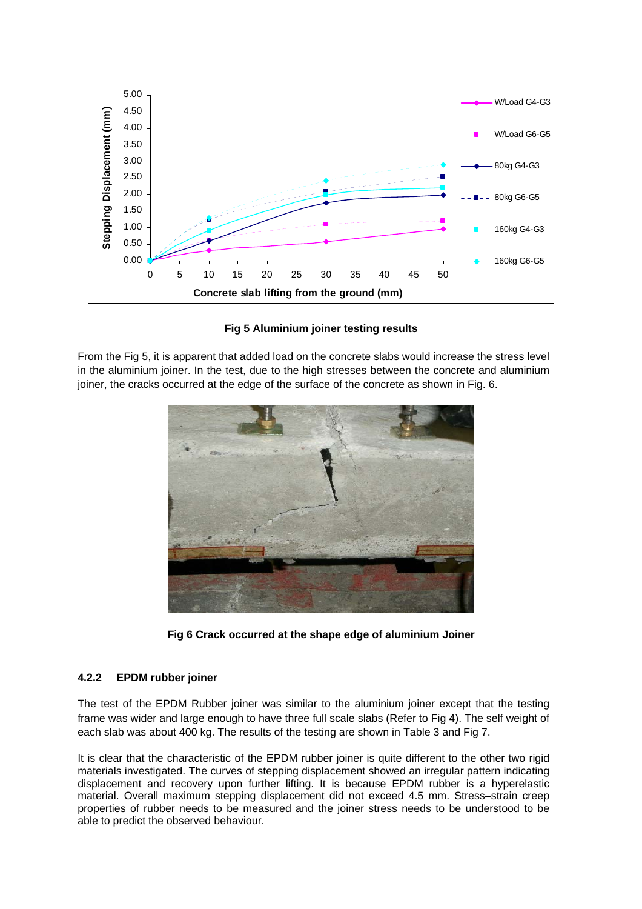**Fig 5 Aluminium joiner testing results**

From the Fig 5, it is apparent that added load on the concrete slabs would increase the stress level in the aluminium joiner. In the test, due to the high stresses between the concrete and aluminium joiner, the cracks occurred at the edge of the surface of the concrete as shown in Fig. 6.

**Fig 6 Crack occurred at the shape edge of aluminium Joiner**

### 4.2.2 EPDM rubber joiner

The test of the EPDM Rubber joiner was similar to the aluminium joiner except that the testing frame was wider and large enough to have three full scale slabs (Refer to Fig 4). The self weight of each slab was about 400 kg. The results of the testing are shown in Table 3 and Fig 7.

It is clear that the characteristic of the EPDM rubber joiner is quite different to the other two rigid materials investigated. The curves of stepping displacement showed an irregular pattern indicating displacement and recovery upon further lifting. It is because EPDM rubber is a hyperelastic material. Overall maximum stepping displacement did not exceed 4.5 mm. Stress–strain creep properties of rubber needs to be measured and the joiner stress needs to be understood to be able to predict the observed behaviour.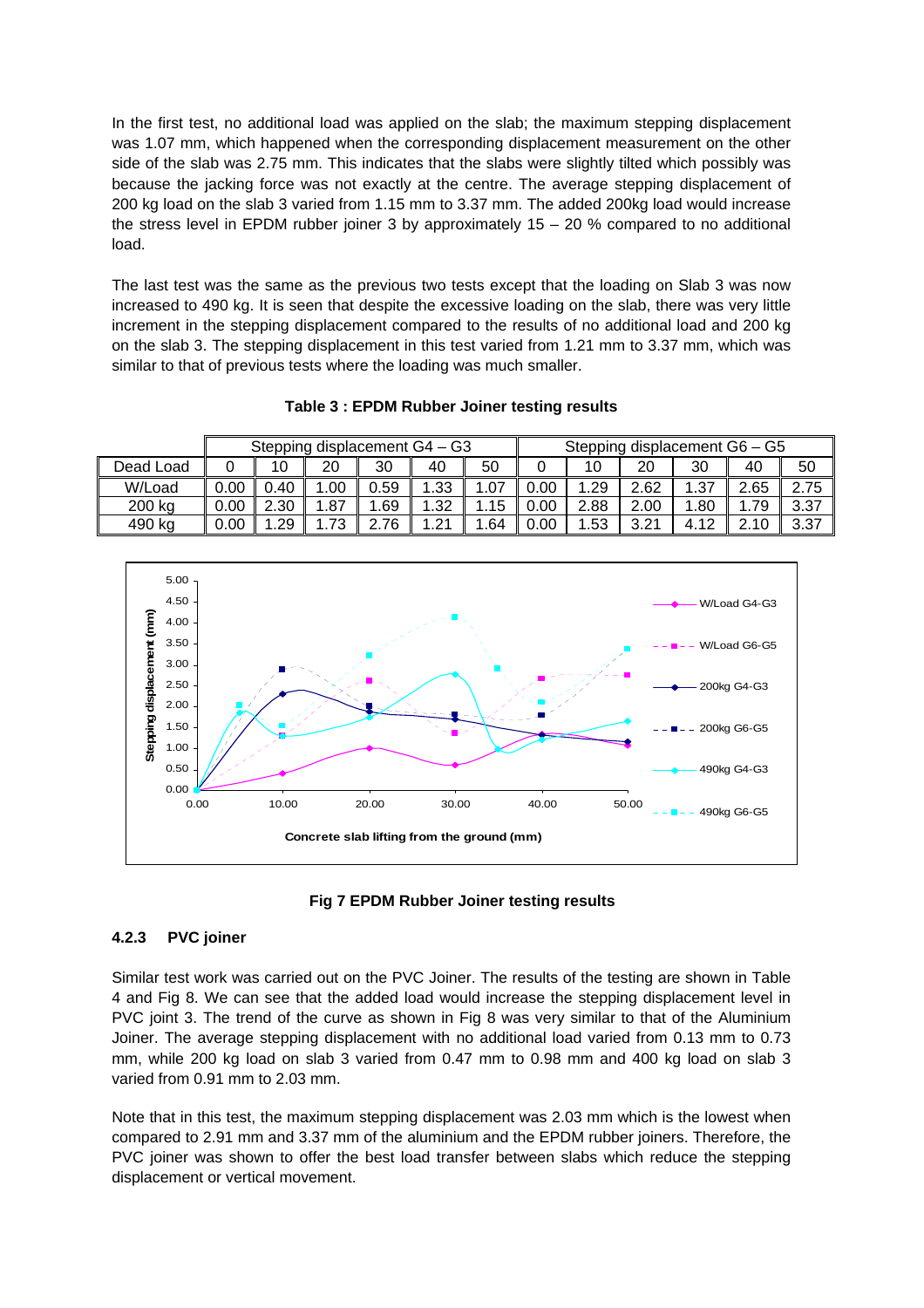In the first test, no additional load was applied on the slab; the maximum stepping displacement was 1.07 mm, which happened when the corresponding displacement measurement on the other side of the slab was 2.75 mm. This indicates that the slabs were slightly tilted which possibly was because the jacking force was not exactly at the centre. The average stepping displacement of 200 kg load on the slab 3 varied from 1.15 mm to 3.37 mm. The added 200kg load would increase the stress level in EPDM rubber joiner 3 by approximately 15 – 20 % compared to no additional load.

The last test was the same as the previous two tests except that the loading on Slab 3 was now increased to 490 kg. It is seen that despite the excessive loading on the slab, there was very little increment in the stepping displacement compared to the results of no additional load and 200 kg on the slab 3. The stepping displacement in this test varied from 1.21 mm to 3.37 mm, which was similar to that of previous tests where the loading was much smaller.

**Table 3 : EPDM Rubber Joiner testing results**

| | Stepping displacement G4 – G3 | | | | | | Stepping displacement G6 – G5 | | | | | |
|---|---|---|---|---|---|---|---|---|---|---|---|---|
| Dead Load | 0 | 10 | 20 | 30 | 40 | 50 | 0 | 10 | 20 | 30 | 40 | 50 |
| W/Load | 0.00 | 0.40 | 1.00 | 0.59 | 1.33 | 1.07 | 0.00 | 1.29 | 2.62 | 1.37 | 2.65 | 2.75 |
| 200 kg | 0.00 | 2.30 | 1.87 | 1.69 | 1.32 | 1.15 | 0.00 | 2.88 | 2.00 | 1.80 | 1.79 | 3.37 |
| 490 kg | 0.00 | 1.29 | 1.73 | 2.76 | 1.21 | 1.64 | 0.00 | 1.53 | 3.21 | 4.12 | 2.10 | 3.37 |

**Fig 7 EPDM Rubber Joiner testing results**

### 4.2.3 PVC joiner

Similar test work was carried out on the PVC Joiner. The results of the testing are shown in Table 4 and Fig 8. We can see that the added load would increase the stepping displacement level in PVC joint 3. The trend of the curve as shown in Fig 8 was very similar to that of the Aluminium Joiner. The average stepping displacement with no additional load varied from 0.13 mm to 0.73 mm, while 200 kg load on slab 3 varied from 0.47 mm to 0.98 mm and 400 kg load on slab 3 varied from 0.91 mm to 2.03 mm.

Note that in this test, the maximum stepping displacement was 2.03 mm which is the lowest when compared to 2.91 mm and 3.37 mm of the aluminium and the EPDM rubber joiners. Therefore, the PVC joiner was shown to offer the best load transfer between slabs which reduce the stepping displacement or vertical movement.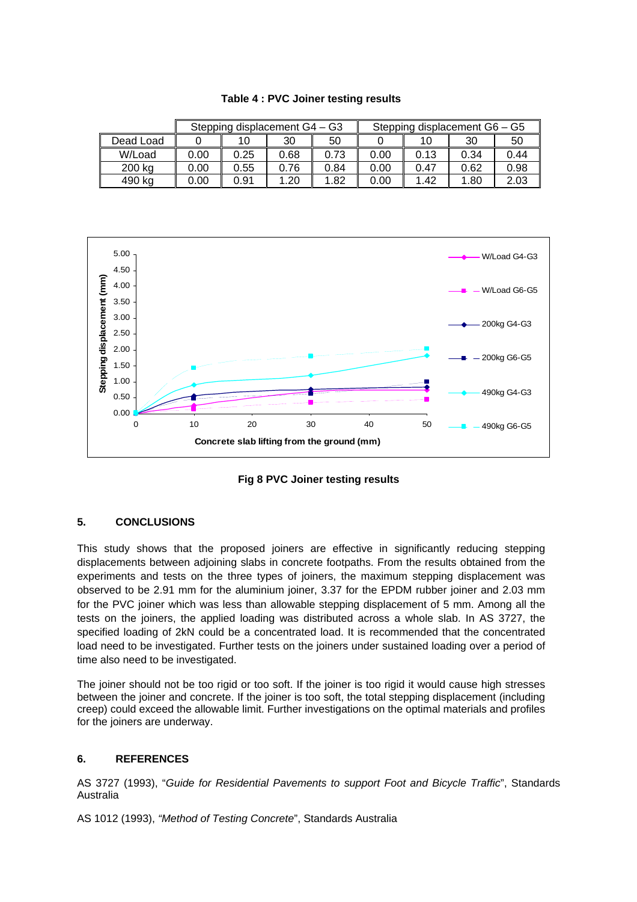**Table 4 : PVC Joiner testing results**

| | Stepping displacement G4 – G3 | | | | Stepping displacement G6 – G5 | | | |
|---|---|---|---|---|---|---|---|---|
| Dead Load | 0 | 10 | 30 | 50 | 0 | 10 | 30 | 50 |
| W/Load | 0.00 | 0.25 | 0.68 | 0.73 | 0.00 | 0.13 | 0.34 | 0.44 |
| 200 kg | 0.00 | 0.55 | 0.76 | 0.84 | 0.00 | 0.47 | 0.62 | 0.98 |
| 490 kg | 0.00 | 0.91 | 1.20 | 1.82 | 0.00 | 1.42 | 1.80 | 2.03 |

**Fig 8 PVC Joiner testing results**

## 5. CONCLUSIONS

This study shows that the proposed joiners are effective in significantly reducing stepping displacements between adjoining slabs in concrete footpaths. From the results obtained from the experiments and tests on the three types of joiners, the maximum stepping displacement was observed to be 2.91 mm for the aluminium joiner, 3.37 for the EPDM rubber joiner and 2.03 mm for the PVC joiner which was less than allowable stepping displacement of 5 mm. Among all the tests on the joiners, the applied loading was distributed across a whole slab. In AS 3727, the specified loading of 2kN could be a concentrated load. It is recommended that the concentrated load need to be investigated. Further tests on the joiners under sustained loading over a period of time also need to be investigated.

The joiner should not be too rigid or too soft. If the joiner is too rigid it would cause high stresses between the joiner and concrete. If the joiner is too soft, the total stepping displacement (including creep) could exceed the allowable limit. Further investigations on the optimal materials and profiles for the joiners are underway.

## 6. REFERENCES

AS 3727 (1993), "*Guide for Residential Pavements to support Foot and Bicycle Traffic*", Standards Australia

AS 1012 (1993), *"Method of Testing Concrete*", Standards Australia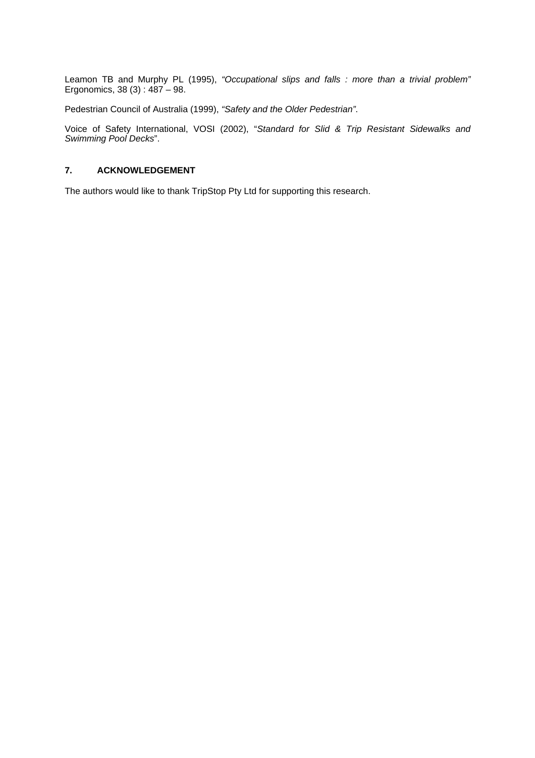Leamon TB and Murphy PL (1995), *"Occupational slips and falls : more than a trivial problem"* Ergonomics, 38 (3) : 487 – 98.

Pedestrian Council of Australia (1999), *"Safety and the Older Pedestrian"*.

Voice of Safety International, VOSI (2002), "*Standard for Slid & Trip Resistant Sidewalks and Swimming Pool Decks*".

## 7. ACKNOWLEDGEMENT

The authors would like to thank TripStop Pty Ltd for supporting this research.